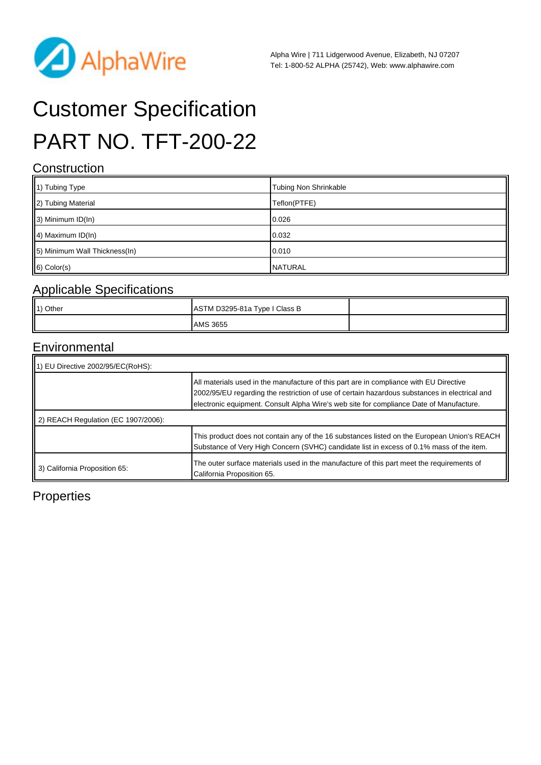Alpha Wire | 711 Lidgerwood Avenue, Elizabeth, NJ 07207
Tel: 1-800-52 ALPHA (25742), Web: www.alphawire.com

# Customer Specification

# PART NO. TFT-200-22

## Construction

| | |
|---|---|
| 1) Tubing Type | Tubing Non Shrinkable |
| 2) Tubing Material | Teflon(PTFE) |
| 3) Minimum ID(In) | 0.026 |
| 4) Maximum ID(In) | 0.032 |
| 5) Minimum Wall Thickness(In) | 0.010 |
| 6) Color(s) | NATURAL |

## Applicable Specifications

| | | |
|---|---|---|
| 1) Other | ASTM D3295-81a Type I Class B | |
| | AMS 3655 | |

## Environmental

| | |
|---|---|
| 1) EU Directive 2002/95/EC(RoHS): | |
| | All materials used in the manufacture of this part are in compliance with EU Directive 2002/95/EU regarding the restriction of use of certain hazardous substances in electrical and electronic equipment. Consult Alpha Wire's web site for compliance Date of Manufacture. |
| 2) REACH Regulation (EC 1907/2006): | |
| | This product does not contain any of the 16 substances listed on the European Union's REACH Substance of Very High Concern (SVHC) candidate list in excess of 0.1% mass of the item. |
| 3) California Proposition 65: | The outer surface materials used in the manufacture of this part meet the requirements of California Proposition 65. |

## Properties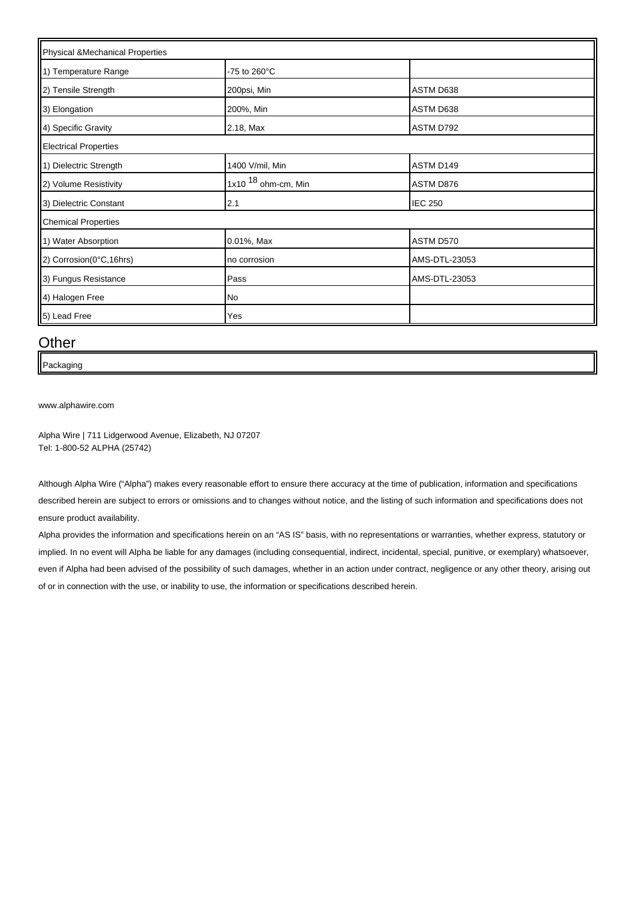| Physical &Mechanical Properties | | |
|---|---|---|
| 1) Temperature Range | -75 to 260°C | |
| 2) Tensile Strength | 200psi, Min | ASTM D638 |
| 3) Elongation | 200%, Min | ASTM D638 |
| 4) Specific Gravity | 2.18, Max | ASTM D792 |
| **Electrical Properties** | | |
| 1) Dielectric Strength | 1400 V/mil, Min | ASTM D149 |
| 2) Volume Resistivity | $1x10^{18}$ ohm-cm, Min | ASTM D876 |
| 3) Dielectric Constant | 2.1 | IEC 250 |
| **Chemical Properties** | | |
| 1) Water Absorption | 0.01%, Max | ASTM D570 |
| 2) Corrosion(0°C,16hrs) | no corrosion | AMS-DTL-23053 |
| 3) Fungus Resistance | Pass | AMS-DTL-23053 |
| 4) Halogen Free | No | |
| 5) Lead Free | Yes | |

## Other

| Packaging |
|---|

www.alphawire.com

Alpha Wire | 711 Lidgerwood Avenue, Elizabeth, NJ 07207
Tel: 1-800-52 ALPHA (25742)

Although Alpha Wire ("Alpha") makes every reasonable effort to ensure there accuracy at the time of publication, information and specifications described herein are subject to errors or omissions and to changes without notice, and the listing of such information and specifications does not ensure product availability.

Alpha provides the information and specifications herein on an "AS IS" basis, with no representations or warranties, whether express, statutory or implied. In no event will Alpha be liable for any damages (including consequential, indirect, incidental, special, punitive, or exemplary) whatsoever, even if Alpha had been advised of the possibility of such damages, whether in an action under contract, negligence or any other theory, arising out of or in connection with the use, or inability to use, the information or specifications described herein.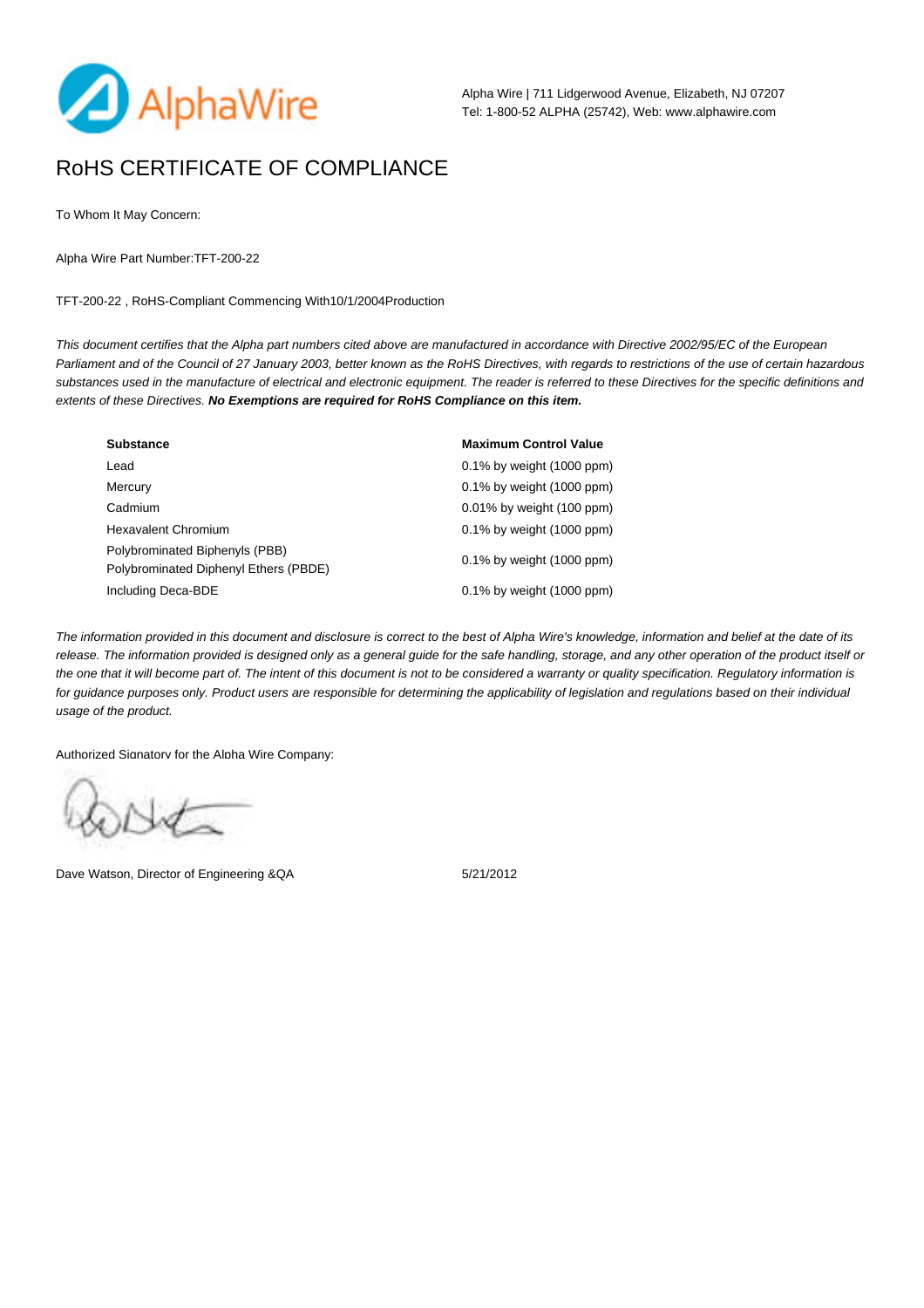AlphaWire

Alpha Wire | 711 Lidgerwood Avenue, Elizabeth, NJ 07207
Tel: 1-800-52 ALPHA (25742), Web: www.alphawire.com

# RoHS CERTIFICATE OF COMPLIANCE

To Whom It May Concern:

Alpha Wire Part Number:TFT-200-22

TFT-200-22 , RoHS-Compliant Commencing With10/1/2004Production

*This document certifies that the Alpha part numbers cited above are manufactured in accordance with Directive 2002/95/EC of the European Parliament and of the Council of 27 January 2003, better known as the RoHS Directives, with regards to restrictions of the use of certain hazardous substances used in the manufacture of electrical and electronic equipment. The reader is referred to these Directives for the specific definitions and extents of these Directives.* ***No Exemptions are required for RoHS Compliance on this item.***

| Substance | Maximum Control Value |
|---|---|
| Lead | 0.1% by weight (1000 ppm) |
| Mercury | 0.1% by weight (1000 ppm) |
| Cadmium | 0.01% by weight (100 ppm) |
| Hexavalent Chromium | 0.1% by weight (1000 ppm) |
| Polybrominated Biphenyls (PBB) Polybrominated Diphenyl Ethers (PBDE) | 0.1% by weight (1000 ppm) |
| Including Deca-BDE | 0.1% by weight (1000 ppm) |

*The information provided in this document and disclosure is correct to the best of Alpha Wire's knowledge, information and belief at the date of its release. The information provided is designed only as a general guide for the safe handling, storage, and any other operation of the product itself or the one that it will become part of. The intent of this document is not to be considered a warranty or quality specification. Regulatory information is for guidance purposes only. Product users are responsible for determining the applicability of legislation and regulations based on their individual usage of the product.*

Authorized Signatory for the Alpha Wire Company:

Dave Watson, Director of Engineering &QA 5/21/2012